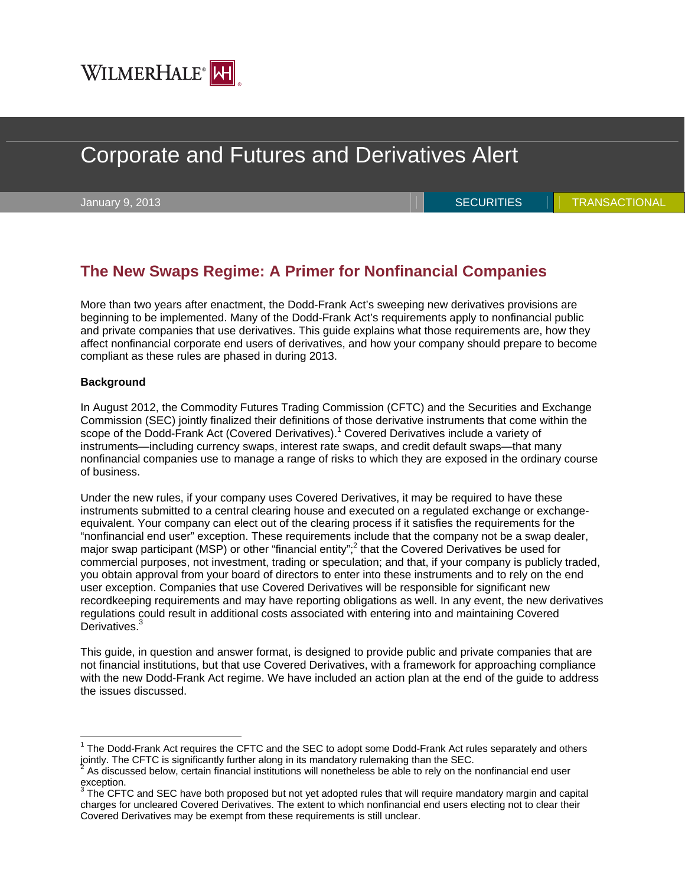WILMERHALE

# Corporate and Futures and Derivatives Alert

January 9, 2013 | SECURITIES | TRANSACTIONAL

## The New Swaps Regime: A Primer for Nonfinancial Companies

More than two years after enactment, the Dodd-Frank Act's sweeping new derivatives provisions are beginning to be implemented. Many of the Dodd-Frank Act's requirements apply to nonfinancial public and private companies that use derivatives. This guide explains what those requirements are, how they affect nonfinancial corporate end users of derivatives, and how your company should prepare to become compliant as these rules are phased in during 2013.

**Background**

In August 2012, the Commodity Futures Trading Commission (CFTC) and the Securities and Exchange Commission (SEC) jointly finalized their definitions of those derivative instruments that come within the scope of the Dodd-Frank Act (Covered Derivatives).[1] Covered Derivatives include a variety of instruments—including currency swaps, interest rate swaps, and credit default swaps—that many nonfinancial companies use to manage a range of risks to which they are exposed in the ordinary course of business.

Under the new rules, if your company uses Covered Derivatives, it may be required to have these instruments submitted to a central clearing house and executed on a regulated exchange or exchange-equivalent. Your company can elect out of the clearing process if it satisfies the requirements for the "nonfinancial end user" exception. These requirements include that the company not be a swap dealer, major swap participant (MSP) or other "financial entity";[2] that the Covered Derivatives be used for commercial purposes, not investment, trading or speculation; and that, if your company is publicly traded, you obtain approval from your board of directors to enter into these instruments and to rely on the end user exception. Companies that use Covered Derivatives will be responsible for significant new recordkeeping requirements and may have reporting obligations as well. In any event, the new derivatives regulations could result in additional costs associated with entering into and maintaining Covered Derivatives.[3]

This guide, in question and answer format, is designed to provide public and private companies that are not financial institutions, but that use Covered Derivatives, with a framework for approaching compliance with the new Dodd-Frank Act regime. We have included an action plan at the end of the guide to address the issues discussed.

---

[1] The Dodd-Frank Act requires the CFTC and the SEC to adopt some Dodd-Frank Act rules separately and others jointly. The CFTC is significantly further along in its mandatory rulemaking than the SEC.

[2] As discussed below, certain financial institutions will nonetheless be able to rely on the nonfinancial end user exception.

[3] The CFTC and SEC have both proposed but not yet adopted rules that will require mandatory margin and capital charges for uncleared Covered Derivatives. The extent to which nonfinancial end users electing not to clear their Covered Derivatives may be exempt from these requirements is still unclear.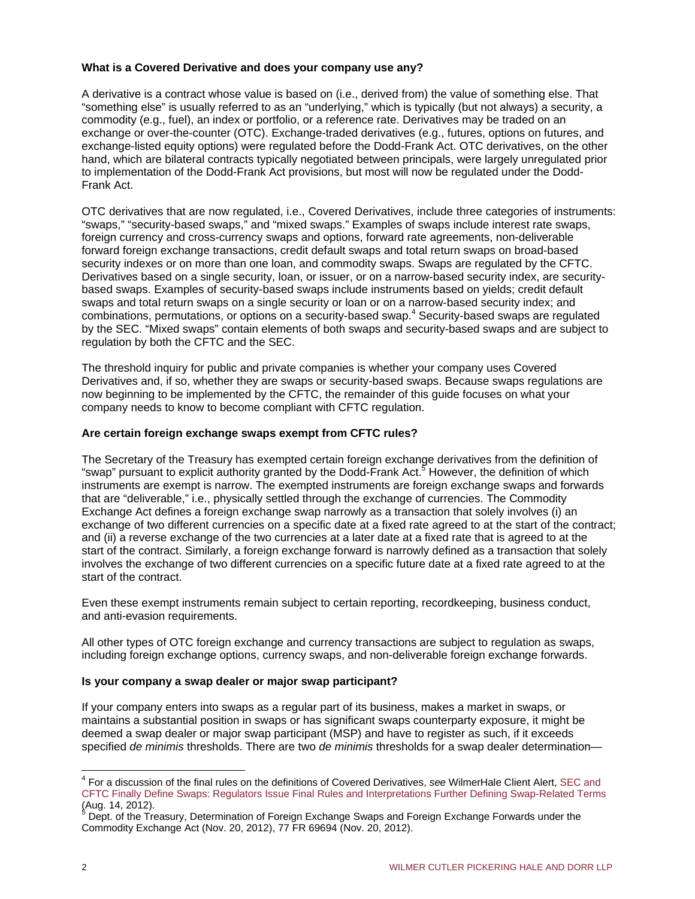**What is a Covered Derivative and does your company use any?**

A derivative is a contract whose value is based on (i.e., derived from) the value of something else. That "something else" is usually referred to as an "underlying," which is typically (but not always) a security, a commodity (e.g., fuel), an index or portfolio, or a reference rate. Derivatives may be traded on an exchange or over-the-counter (OTC). Exchange-traded derivatives (e.g., futures, options on futures, and exchange-listed equity options) were regulated before the Dodd-Frank Act. OTC derivatives, on the other hand, which are bilateral contracts typically negotiated between principals, were largely unregulated prior to implementation of the Dodd-Frank Act provisions, but most will now be regulated under the Dodd-Frank Act.

OTC derivatives that are now regulated, i.e., Covered Derivatives, include three categories of instruments: "swaps," "security-based swaps," and "mixed swaps." Examples of swaps include interest rate swaps, foreign currency and cross-currency swaps and options, forward rate agreements, non-deliverable forward foreign exchange transactions, credit default swaps and total return swaps on broad-based security indexes or on more than one loan, and commodity swaps. Swaps are regulated by the CFTC. Derivatives based on a single security, loan, or issuer, or on a narrow-based security index, are security-based swaps. Examples of security-based swaps include instruments based on yields; credit default swaps and total return swaps on a single security or loan or on a narrow-based security index; and combinations, permutations, or options on a security-based swap.[4] Security-based swaps are regulated by the SEC. "Mixed swaps" contain elements of both swaps and security-based swaps and are subject to regulation by both the CFTC and the SEC.

The threshold inquiry for public and private companies is whether your company uses Covered Derivatives and, if so, whether they are swaps or security-based swaps. Because swaps regulations are now beginning to be implemented by the CFTC, the remainder of this guide focuses on what your company needs to know to become compliant with CFTC regulation.

**Are certain foreign exchange swaps exempt from CFTC rules?**

The Secretary of the Treasury has exempted certain foreign exchange derivatives from the definition of "swap" pursuant to explicit authority granted by the Dodd-Frank Act.[5] However, the definition of which instruments are exempt is narrow. The exempted instruments are foreign exchange swaps and forwards that are "deliverable," i.e., physically settled through the exchange of currencies. The Commodity Exchange Act defines a foreign exchange swap narrowly as a transaction that solely involves (i) an exchange of two different currencies on a specific date at a fixed rate agreed to at the start of the contract; and (ii) a reverse exchange of the two currencies at a later date at a fixed rate that is agreed to at the start of the contract. Similarly, a foreign exchange forward is narrowly defined as a transaction that solely involves the exchange of two different currencies on a specific future date at a fixed rate agreed to at the start of the contract.

Even these exempt instruments remain subject to certain reporting, recordkeeping, business conduct, and anti-evasion requirements.

All other types of OTC foreign exchange and currency transactions are subject to regulation as swaps, including foreign exchange options, currency swaps, and non-deliverable foreign exchange forwards.

**Is your company a swap dealer or major swap participant?**

If your company enters into swaps as a regular part of its business, makes a market in swaps, or maintains a substantial position in swaps or has significant swaps counterparty exposure, it might be deemed a swap dealer or major swap participant (MSP) and have to register as such, if it exceeds specified *de minimis* thresholds. There are two *de minimis* thresholds for a swap dealer determination—

---

[4] For a discussion of the final rules on the definitions of Covered Derivatives, *see* WilmerHale Client Alert, SEC and CFTC Finally Define Swaps: Regulators Issue Final Rules and Interpretations Further Defining Swap-Related Terms (Aug. 14, 2012).

[5] Dept. of the Treasury, Determination of Foreign Exchange Swaps and Foreign Exchange Forwards under the Commodity Exchange Act (Nov. 20, 2012), 77 FR 69694 (Nov. 20, 2012).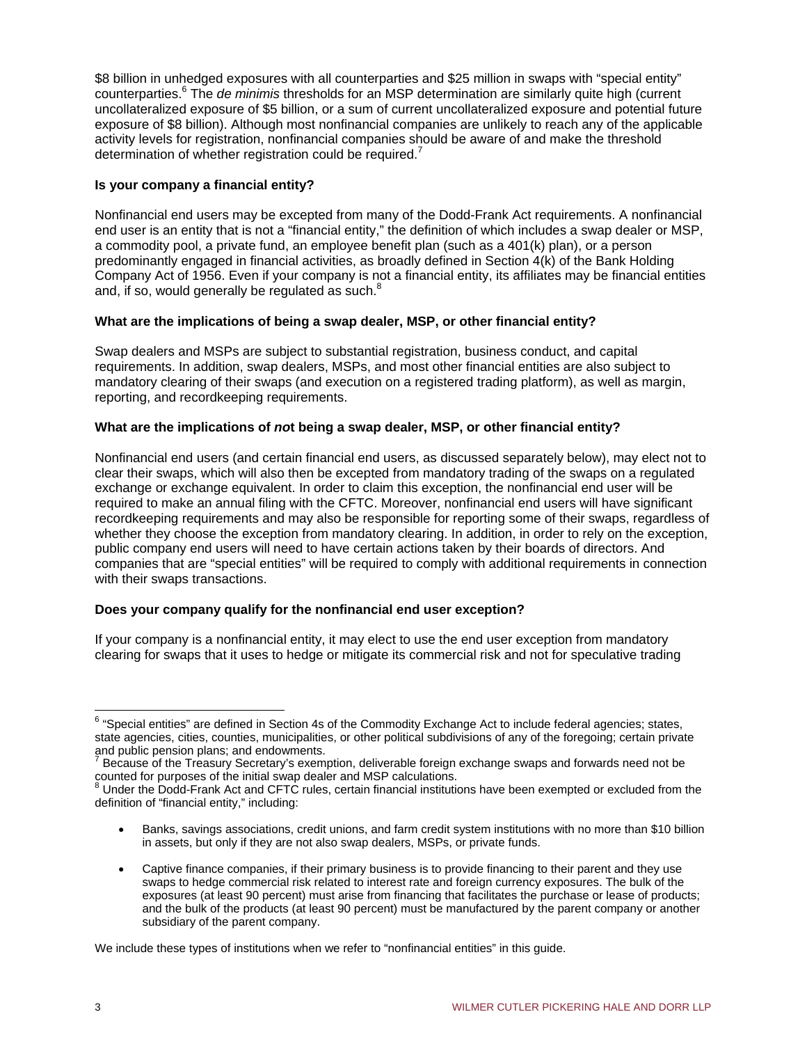$8 billion in unhedged exposures with all counterparties and $25 million in swaps with "special entity" counterparties.[6] The *de minimis* thresholds for an MSP determination are similarly quite high (current uncollateralized exposure of $5 billion, or a sum of current uncollateralized exposure and potential future exposure of $8 billion). Although most nonfinancial companies are unlikely to reach any of the applicable activity levels for registration, nonfinancial companies should be aware of and make the threshold determination of whether registration could be required.[7]

**Is your company a financial entity?**

Nonfinancial end users may be excepted from many of the Dodd-Frank Act requirements. A nonfinancial end user is an entity that is not a "financial entity," the definition of which includes a swap dealer or MSP, a commodity pool, a private fund, an employee benefit plan (such as a 401(k) plan), or a person predominantly engaged in financial activities, as broadly defined in Section 4(k) of the Bank Holding Company Act of 1956. Even if your company is not a financial entity, its affiliates may be financial entities and, if so, would generally be regulated as such.[8]

**What are the implications of being a swap dealer, MSP, or other financial entity?**

Swap dealers and MSPs are subject to substantial registration, business conduct, and capital requirements. In addition, swap dealers, MSPs, and most other financial entities are also subject to mandatory clearing of their swaps (and execution on a registered trading platform), as well as margin, reporting, and recordkeeping requirements.

**What are the implications of *not* being a swap dealer, MSP, or other financial entity?**

Nonfinancial end users (and certain financial end users, as discussed separately below), may elect not to clear their swaps, which will also then be excepted from mandatory trading of the swaps on a regulated exchange or exchange equivalent. In order to claim this exception, the nonfinancial end user will be required to make an annual filing with the CFTC. Moreover, nonfinancial end users will have significant recordkeeping requirements and may also be responsible for reporting some of their swaps, regardless of whether they choose the exception from mandatory clearing. In addition, in order to rely on the exception, public company end users will need to have certain actions taken by their boards of directors. And companies that are "special entities" will be required to comply with additional requirements in connection with their swaps transactions.

**Does your company qualify for the nonfinancial end user exception?**

If your company is a nonfinancial entity, it may elect to use the end user exception from mandatory clearing for swaps that it uses to hedge or mitigate its commercial risk and not for speculative trading

---

[6] "Special entities" are defined in Section 4s of the Commodity Exchange Act to include federal agencies; states, state agencies, cities, counties, municipalities, or other political subdivisions of any of the foregoing; certain private and public pension plans; and endowments.

[7] Because of the Treasury Secretary's exemption, deliverable foreign exchange swaps and forwards need not be counted for purposes of the initial swap dealer and MSP calculations.

[8] Under the Dodd-Frank Act and CFTC rules, certain financial institutions have been exempted or excluded from the definition of "financial entity," including:

- Banks, savings associations, credit unions, and farm credit system institutions with no more than $10 billion in assets, but only if they are not also swap dealers, MSPs, or private funds.
- Captive finance companies, if their primary business is to provide financing to their parent and they use swaps to hedge commercial risk related to interest rate and foreign currency exposures. The bulk of the exposures (at least 90 percent) must arise from financing that facilitates the purchase or lease of products; and the bulk of the products (at least 90 percent) must be manufactured by the parent company or another subsidiary of the parent company.

We include these types of institutions when we refer to "nonfinancial entities" in this guide.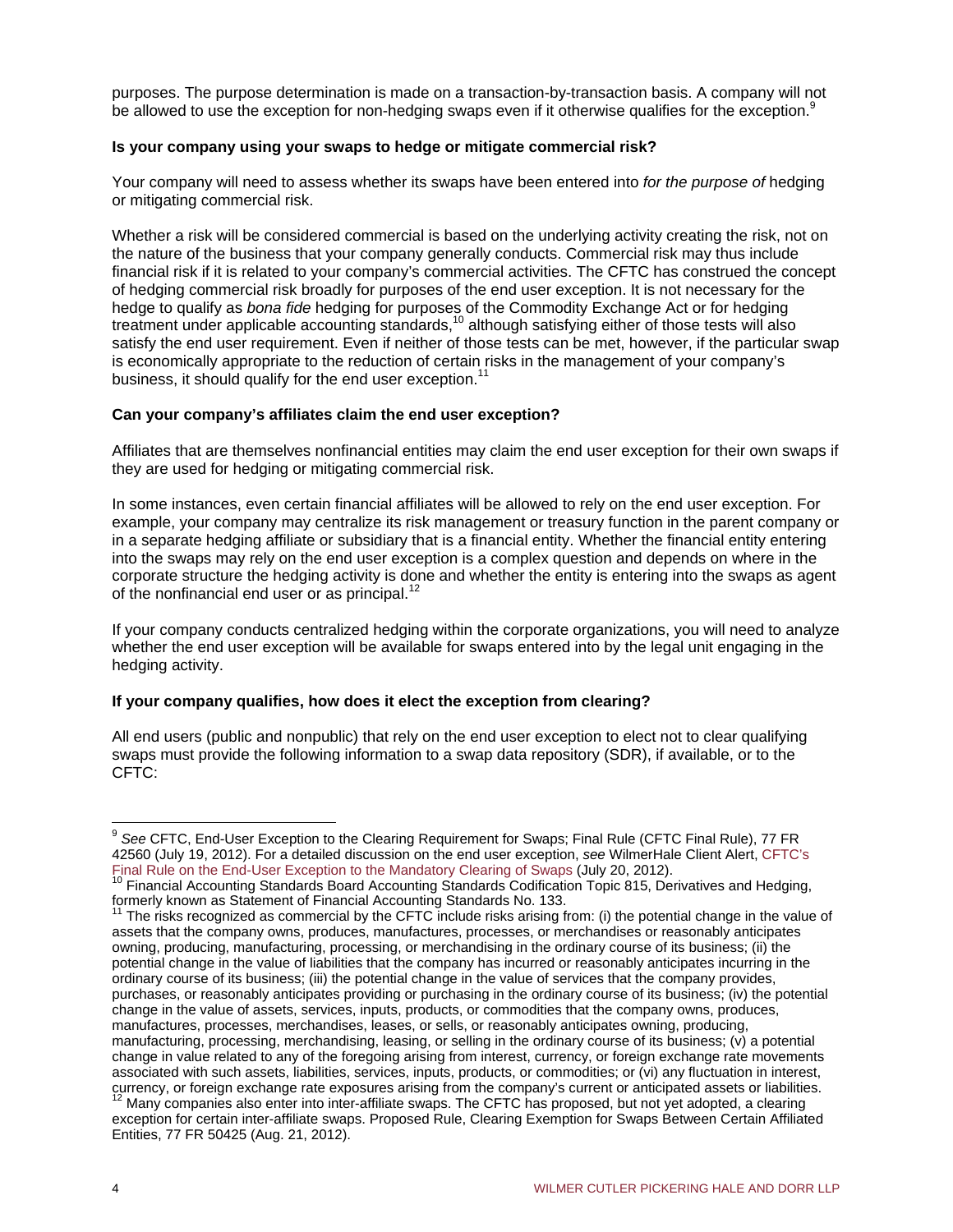purposes. The purpose determination is made on a transaction-by-transaction basis. A company will not be allowed to use the exception for non-hedging swaps even if it otherwise qualifies for the exception.[9]

**Is your company using your swaps to hedge or mitigate commercial risk?**

Your company will need to assess whether its swaps have been entered into *for the purpose of* hedging or mitigating commercial risk.

Whether a risk will be considered commercial is based on the underlying activity creating the risk, not on the nature of the business that your company generally conducts. Commercial risk may thus include financial risk if it is related to your company's commercial activities. The CFTC has construed the concept of hedging commercial risk broadly for purposes of the end user exception. It is not necessary for the hedge to qualify as *bona fide* hedging for purposes of the Commodity Exchange Act or for hedging treatment under applicable accounting standards,[10] although satisfying either of those tests will also satisfy the end user requirement. Even if neither of those tests can be met, however, if the particular swap is economically appropriate to the reduction of certain risks in the management of your company's business, it should qualify for the end user exception.[11]

**Can your company's affiliates claim the end user exception?**

Affiliates that are themselves nonfinancial entities may claim the end user exception for their own swaps if they are used for hedging or mitigating commercial risk.

In some instances, even certain financial affiliates will be allowed to rely on the end user exception. For example, your company may centralize its risk management or treasury function in the parent company or in a separate hedging affiliate or subsidiary that is a financial entity. Whether the financial entity entering into the swaps may rely on the end user exception is a complex question and depends on where in the corporate structure the hedging activity is done and whether the entity is entering into the swaps as agent of the nonfinancial end user or as principal.[12]

If your company conducts centralized hedging within the corporate organizations, you will need to analyze whether the end user exception will be available for swaps entered into by the legal unit engaging in the hedging activity.

**If your company qualifies, how does it elect the exception from clearing?**

All end users (public and nonpublic) that rely on the end user exception to elect not to clear qualifying swaps must provide the following information to a swap data repository (SDR), if available, or to the CFTC:

---

[9] *See* CFTC, End-User Exception to the Clearing Requirement for Swaps; Final Rule (CFTC Final Rule), 77 FR 42560 (July 19, 2012). For a detailed discussion on the end user exception, *see* WilmerHale Client Alert, CFTC's Final Rule on the End-User Exception to the Mandatory Clearing of Swaps (July 20, 2012).

[10] Financial Accounting Standards Board Accounting Standards Codification Topic 815, Derivatives and Hedging, formerly known as Statement of Financial Accounting Standards No. 133.

[11] The risks recognized as commercial by the CFTC include risks arising from: (i) the potential change in the value of assets that the company owns, produces, manufactures, processes, or merchandises or reasonably anticipates owning, producing, manufacturing, processing, or merchandising in the ordinary course of its business; (ii) the potential change in the value of liabilities that the company has incurred or reasonably anticipates incurring in the ordinary course of its business; (iii) the potential change in the value of services that the company provides, purchases, or reasonably anticipates providing or purchasing in the ordinary course of its business; (iv) the potential change in the value of assets, services, inputs, products, or commodities that the company owns, produces, manufactures, processes, merchandises, leases, or sells, or reasonably anticipates owning, producing, manufacturing, processing, merchandising, leasing, or selling in the ordinary course of its business; (v) a potential change in value related to any of the foregoing arising from interest, currency, or foreign exchange rate movements associated with such assets, liabilities, services, inputs, products, or commodities; or (vi) any fluctuation in interest, currency, or foreign exchange rate exposures arising from the company's current or anticipated assets or liabilities.

[12] Many companies also enter into inter-affiliate swaps. The CFTC has proposed, but not yet adopted, a clearing exception for certain inter-affiliate swaps. Proposed Rule, Clearing Exemption for Swaps Between Certain Affiliated Entities, 77 FR 50425 (Aug. 21, 2012).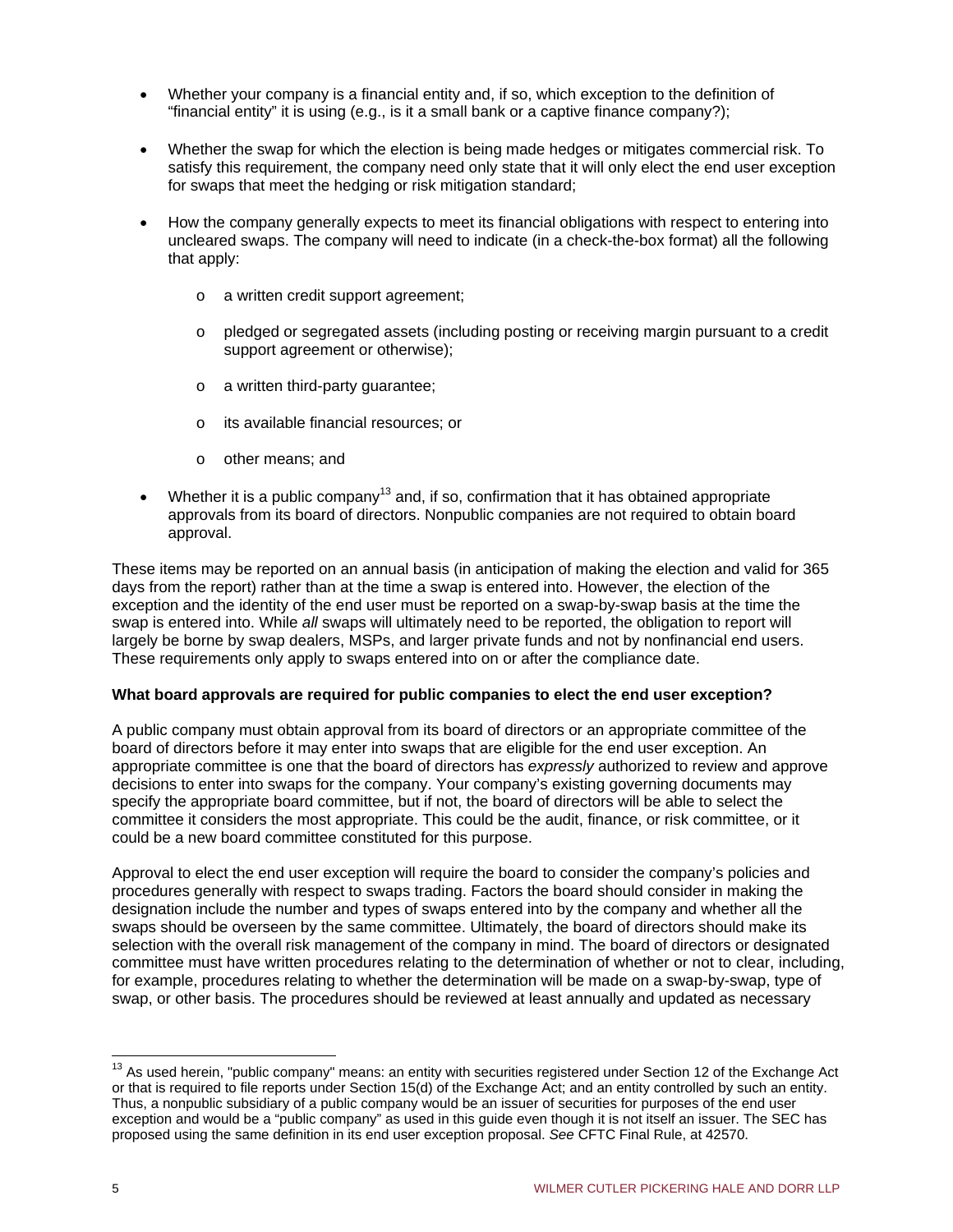- Whether your company is a financial entity and, if so, which exception to the definition of "financial entity" it is using (e.g., is it a small bank or a captive finance company?);

- Whether the swap for which the election is being made hedges or mitigates commercial risk. To satisfy this requirement, the company need only state that it will only elect the end user exception for swaps that meet the hedging or risk mitigation standard;

- How the company generally expects to meet its financial obligations with respect to entering into uncleared swaps. The company will need to indicate (in a check-the-box format) all the following that apply:

  - a written credit support agreement;

  - pledged or segregated assets (including posting or receiving margin pursuant to a credit support agreement or otherwise);

  - a written third-party guarantee;

  - its available financial resources; or

  - other means; and

- Whether it is a public company[13] and, if so, confirmation that it has obtained appropriate approvals from its board of directors. Nonpublic companies are not required to obtain board approval.

These items may be reported on an annual basis (in anticipation of making the election and valid for 365 days from the report) rather than at the time a swap is entered into. However, the election of the exception and the identity of the end user must be reported on a swap-by-swap basis at the time the swap is entered into. While *all* swaps will ultimately need to be reported, the obligation to report will largely be borne by swap dealers, MSPs, and larger private funds and not by nonfinancial end users. These requirements only apply to swaps entered into on or after the compliance date.

**What board approvals are required for public companies to elect the end user exception?**

A public company must obtain approval from its board of directors or an appropriate committee of the board of directors before it may enter into swaps that are eligible for the end user exception. An appropriate committee is one that the board of directors has *expressly* authorized to review and approve decisions to enter into swaps for the company. Your company's existing governing documents may specify the appropriate board committee, but if not, the board of directors will be able to select the committee it considers the most appropriate. This could be the audit, finance, or risk committee, or it could be a new board committee constituted for this purpose.

Approval to elect the end user exception will require the board to consider the company's policies and procedures generally with respect to swaps trading. Factors the board should consider in making the designation include the number and types of swaps entered into by the company and whether all the swaps should be overseen by the same committee. Ultimately, the board of directors should make its selection with the overall risk management of the company in mind. The board of directors or designated committee must have written procedures relating to the determination of whether or not to clear, including, for example, procedures relating to whether the determination will be made on a swap-by-swap, type of swap, or other basis. The procedures should be reviewed at least annually and updated as necessary

---

[13] As used herein, "public company" means: an entity with securities registered under Section 12 of the Exchange Act or that is required to file reports under Section 15(d) of the Exchange Act; and an entity controlled by such an entity. Thus, a nonpublic subsidiary of a public company would be an issuer of securities for purposes of the end user exception and would be a "public company" as used in this guide even though it is not itself an issuer. The SEC has proposed using the same definition in its end user exception proposal. *See* CFTC Final Rule, at 42570.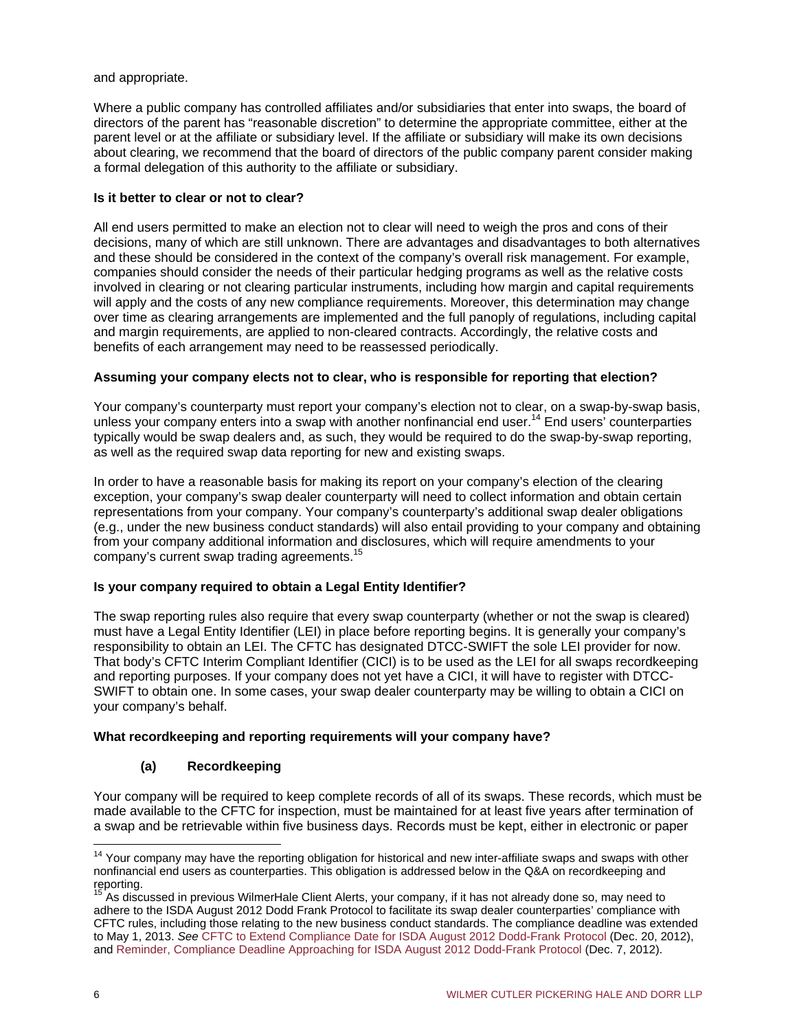and appropriate.

Where a public company has controlled affiliates and/or subsidiaries that enter into swaps, the board of directors of the parent has "reasonable discretion" to determine the appropriate committee, either at the parent level or at the affiliate or subsidiary level. If the affiliate or subsidiary will make its own decisions about clearing, we recommend that the board of directors of the public company parent consider making a formal delegation of this authority to the affiliate or subsidiary.

**Is it better to clear or not to clear?**

All end users permitted to make an election not to clear will need to weigh the pros and cons of their decisions, many of which are still unknown. There are advantages and disadvantages to both alternatives and these should be considered in the context of the company's overall risk management. For example, companies should consider the needs of their particular hedging programs as well as the relative costs involved in clearing or not clearing particular instruments, including how margin and capital requirements will apply and the costs of any new compliance requirements. Moreover, this determination may change over time as clearing arrangements are implemented and the full panoply of regulations, including capital and margin requirements, are applied to non-cleared contracts. Accordingly, the relative costs and benefits of each arrangement may need to be reassessed periodically.

**Assuming your company elects not to clear, who is responsible for reporting that election?**

Your company's counterparty must report your company's election not to clear, on a swap-by-swap basis, unless your company enters into a swap with another nonfinancial end user.[14] End users' counterparties typically would be swap dealers and, as such, they would be required to do the swap-by-swap reporting, as well as the required swap data reporting for new and existing swaps.

In order to have a reasonable basis for making its report on your company's election of the clearing exception, your company's swap dealer counterparty will need to collect information and obtain certain representations from your company. Your company's counterparty's additional swap dealer obligations (e.g., under the new business conduct standards) will also entail providing to your company and obtaining from your company additional information and disclosures, which will require amendments to your company's current swap trading agreements.[15]

**Is your company required to obtain a Legal Entity Identifier?**

The swap reporting rules also require that every swap counterparty (whether or not the swap is cleared) must have a Legal Entity Identifier (LEI) in place before reporting begins. It is generally your company's responsibility to obtain an LEI. The CFTC has designated DTCC-SWIFT the sole LEI provider for now. That body's CFTC Interim Compliant Identifier (CICI) is to be used as the LEI for all swaps recordkeeping and reporting purposes. If your company does not yet have a CICI, it will have to register with DTCC-SWIFT to obtain one. In some cases, your swap dealer counterparty may be willing to obtain a CICI on your company's behalf.

**What recordkeeping and reporting requirements will your company have?**

**(a) Recordkeeping**

Your company will be required to keep complete records of all of its swaps. These records, which must be made available to the CFTC for inspection, must be maintained for at least five years after termination of a swap and be retrievable within five business days. Records must be kept, either in electronic or paper

---

[14] Your company may have the reporting obligation for historical and new inter-affiliate swaps and swaps with other nonfinancial end users as counterparties. This obligation is addressed below in the Q&A on recordkeeping and reporting.

[15] As discussed in previous WilmerHale Client Alerts, your company, if it has not already done so, may need to adhere to the ISDA August 2012 Dodd Frank Protocol to facilitate its swap dealer counterparties' compliance with CFTC rules, including those relating to the new business conduct standards. The compliance deadline was extended to May 1, 2013. *See* CFTC to Extend Compliance Date for ISDA August 2012 Dodd-Frank Protocol (Dec. 20, 2012), and Reminder, Compliance Deadline Approaching for ISDA August 2012 Dodd-Frank Protocol (Dec. 7, 2012).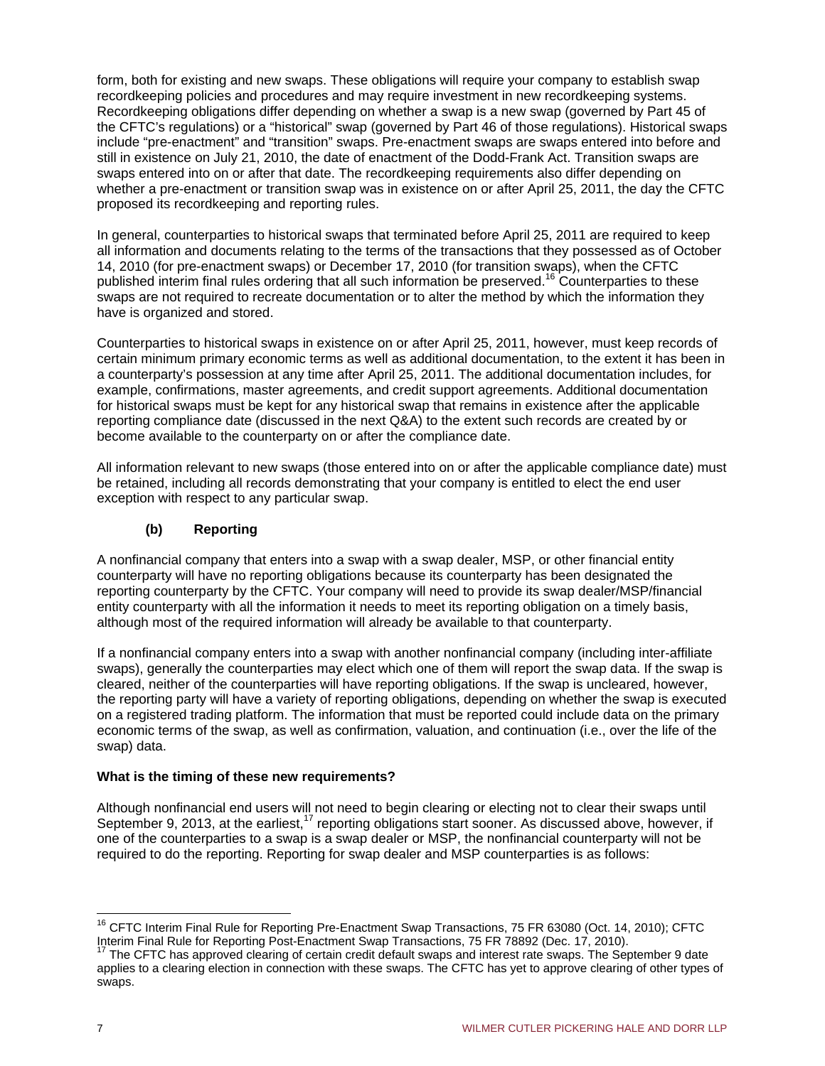form, both for existing and new swaps. These obligations will require your company to establish swap recordkeeping policies and procedures and may require investment in new recordkeeping systems. Recordkeeping obligations differ depending on whether a swap is a new swap (governed by Part 45 of the CFTC's regulations) or a "historical" swap (governed by Part 46 of those regulations). Historical swaps include "pre-enactment" and "transition" swaps. Pre-enactment swaps are swaps entered into before and still in existence on July 21, 2010, the date of enactment of the Dodd-Frank Act. Transition swaps are swaps entered into on or after that date. The recordkeeping requirements also differ depending on whether a pre-enactment or transition swap was in existence on or after April 25, 2011, the day the CFTC proposed its recordkeeping and reporting rules.

In general, counterparties to historical swaps that terminated before April 25, 2011 are required to keep all information and documents relating to the terms of the transactions that they possessed as of October 14, 2010 (for pre-enactment swaps) or December 17, 2010 (for transition swaps), when the CFTC published interim final rules ordering that all such information be preserved.[16] Counterparties to these swaps are not required to recreate documentation or to alter the method by which the information they have is organized and stored.

Counterparties to historical swaps in existence on or after April 25, 2011, however, must keep records of certain minimum primary economic terms as well as additional documentation, to the extent it has been in a counterparty's possession at any time after April 25, 2011. The additional documentation includes, for example, confirmations, master agreements, and credit support agreements. Additional documentation for historical swaps must be kept for any historical swap that remains in existence after the applicable reporting compliance date (discussed in the next Q&A) to the extent such records are created by or become available to the counterparty on or after the compliance date.

All information relevant to new swaps (those entered into on or after the applicable compliance date) must be retained, including all records demonstrating that your company is entitled to elect the end user exception with respect to any particular swap.

**(b) Reporting**

A nonfinancial company that enters into a swap with a swap dealer, MSP, or other financial entity counterparty will have no reporting obligations because its counterparty has been designated the reporting counterparty by the CFTC. Your company will need to provide its swap dealer/MSP/financial entity counterparty with all the information it needs to meet its reporting obligation on a timely basis, although most of the required information will already be available to that counterparty.

If a nonfinancial company enters into a swap with another nonfinancial company (including inter-affiliate swaps), generally the counterparties may elect which one of them will report the swap data. If the swap is cleared, neither of the counterparties will have reporting obligations. If the swap is uncleared, however, the reporting party will have a variety of reporting obligations, depending on whether the swap is executed on a registered trading platform. The information that must be reported could include data on the primary economic terms of the swap, as well as confirmation, valuation, and continuation (i.e., over the life of the swap) data.

**What is the timing of these new requirements?**

Although nonfinancial end users will not need to begin clearing or electing not to clear their swaps until September 9, 2013, at the earliest,[17] reporting obligations start sooner. As discussed above, however, if one of the counterparties to a swap is a swap dealer or MSP, the nonfinancial counterparty will not be required to do the reporting. Reporting for swap dealer and MSP counterparties is as follows:

---

[16] CFTC Interim Final Rule for Reporting Pre-Enactment Swap Transactions, 75 FR 63080 (Oct. 14, 2010); CFTC Interim Final Rule for Reporting Post-Enactment Swap Transactions, 75 FR 78892 (Dec. 17, 2010).

[17] The CFTC has approved clearing of certain credit default swaps and interest rate swaps. The September 9 date applies to a clearing election in connection with these swaps. The CFTC has yet to approve clearing of other types of swaps.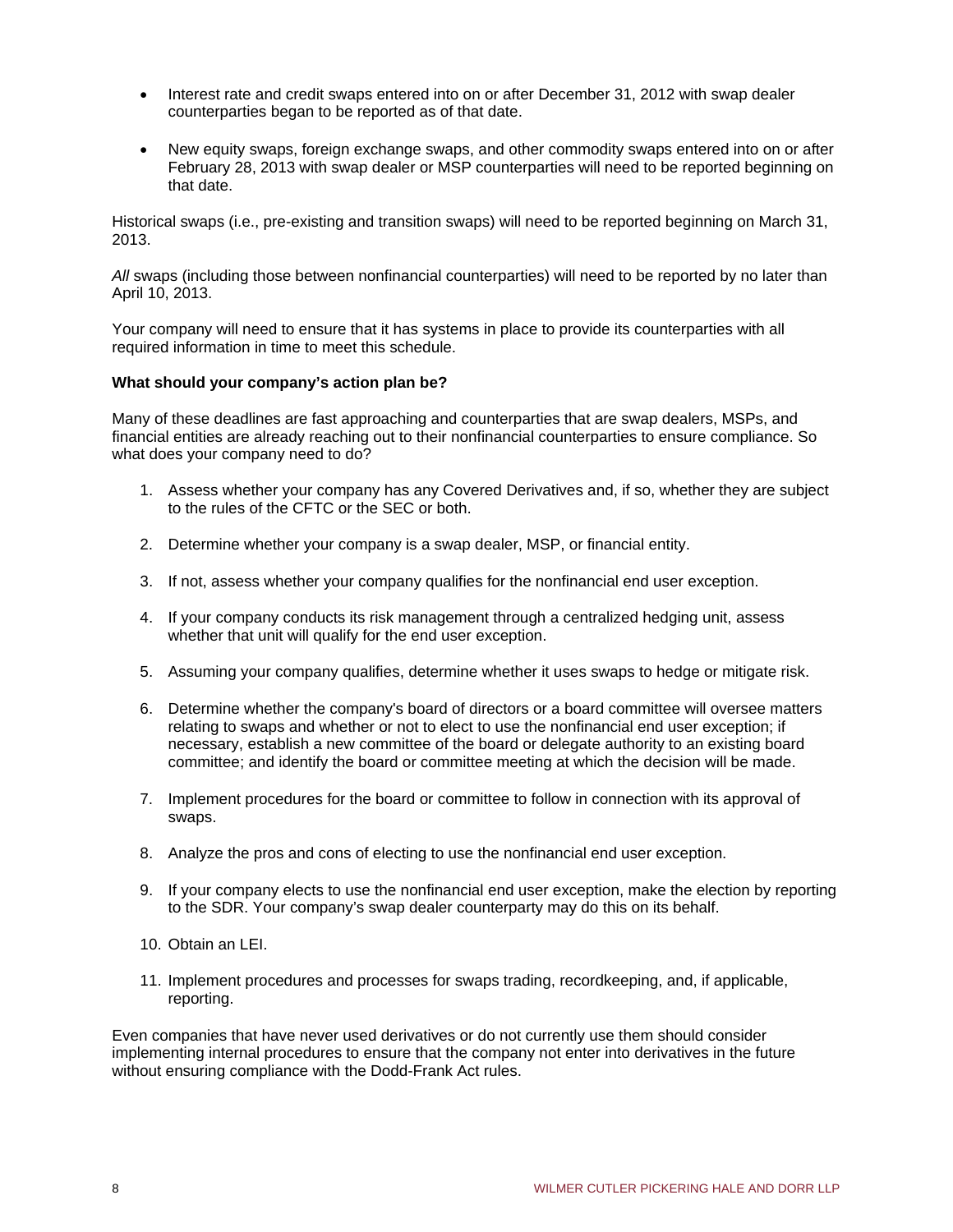- Interest rate and credit swaps entered into on or after December 31, 2012 with swap dealer counterparties began to be reported as of that date.
- New equity swaps, foreign exchange swaps, and other commodity swaps entered into on or after February 28, 2013 with swap dealer or MSP counterparties will need to be reported beginning on that date.

Historical swaps (i.e., pre-existing and transition swaps) will need to be reported beginning on March 31, 2013.

*All* swaps (including those between nonfinancial counterparties) will need to be reported by no later than April 10, 2013.

Your company will need to ensure that it has systems in place to provide its counterparties with all required information in time to meet this schedule.

**What should your company's action plan be?**

Many of these deadlines are fast approaching and counterparties that are swap dealers, MSPs, and financial entities are already reaching out to their nonfinancial counterparties to ensure compliance. So what does your company need to do?

1. Assess whether your company has any Covered Derivatives and, if so, whether they are subject to the rules of the CFTC or the SEC or both.
2. Determine whether your company is a swap dealer, MSP, or financial entity.
3. If not, assess whether your company qualifies for the nonfinancial end user exception.
4. If your company conducts its risk management through a centralized hedging unit, assess whether that unit will qualify for the end user exception.
5. Assuming your company qualifies, determine whether it uses swaps to hedge or mitigate risk.
6. Determine whether the company's board of directors or a board committee will oversee matters relating to swaps and whether or not to elect to use the nonfinancial end user exception; if necessary, establish a new committee of the board or delegate authority to an existing board committee; and identify the board or committee meeting at which the decision will be made.
7. Implement procedures for the board or committee to follow in connection with its approval of swaps.
8. Analyze the pros and cons of electing to use the nonfinancial end user exception.
9. If your company elects to use the nonfinancial end user exception, make the election by reporting to the SDR. Your company's swap dealer counterparty may do this on its behalf.
10. Obtain an LEI.
11. Implement procedures and processes for swaps trading, recordkeeping, and, if applicable, reporting.

Even companies that have never used derivatives or do not currently use them should consider implementing internal procedures to ensure that the company not enter into derivatives in the future without ensuring compliance with the Dodd-Frank Act rules.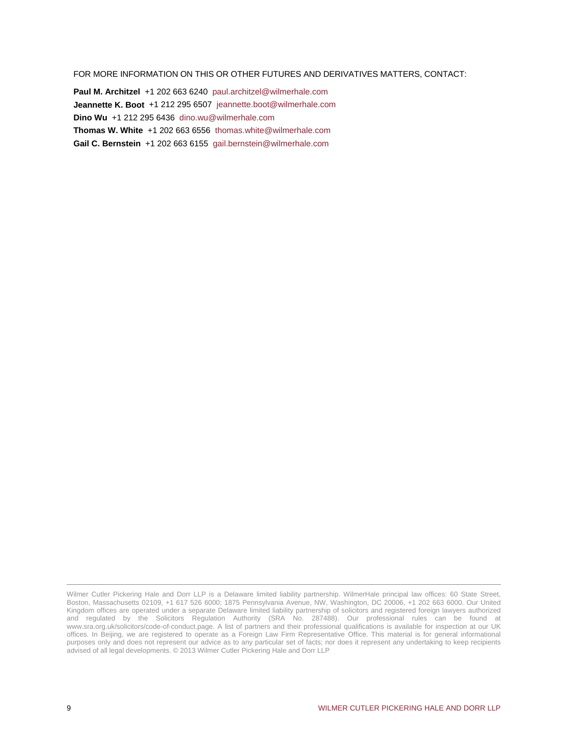FOR MORE INFORMATION ON THIS OR OTHER FUTURES AND DERIVATIVES MATTERS, CONTACT:

**Paul M. Architzel** +1 202 663 6240 paul.architzel@wilmerhale.com
**Jeannette K. Boot** +1 212 295 6507 jeannette.boot@wilmerhale.com
**Dino Wu** +1 212 295 6436 dino.wu@wilmerhale.com
**Thomas W. White** +1 202 663 6556 thomas.white@wilmerhale.com
**Gail C. Bernstein** +1 202 663 6155 gail.bernstein@wilmerhale.com

---

Wilmer Cutler Pickering Hale and Dorr LLP is a Delaware limited liability partnership. WilmerHale principal law offices: 60 State Street, Boston, Massachusetts 02109, +1 617 526 6000; 1875 Pennsylvania Avenue, NW, Washington, DC 20006, +1 202 663 6000. Our United Kingdom offices are operated under a separate Delaware limited liability partnership of solicitors and registered foreign lawyers authorized and regulated by the Solicitors Regulation Authority (SRA No. 287488). Our professional rules can be found at www.sra.org.uk/solicitors/code-of-conduct.page. A list of partners and their professional qualifications is available for inspection at our UK offices. In Beijing, we are registered to operate as a Foreign Law Firm Representative Office. This material is for general informational purposes only and does not represent our advice as to any particular set of facts; nor does it represent any undertaking to keep recipients advised of all legal developments. © 2013 Wilmer Cutler Pickering Hale and Dorr LLP